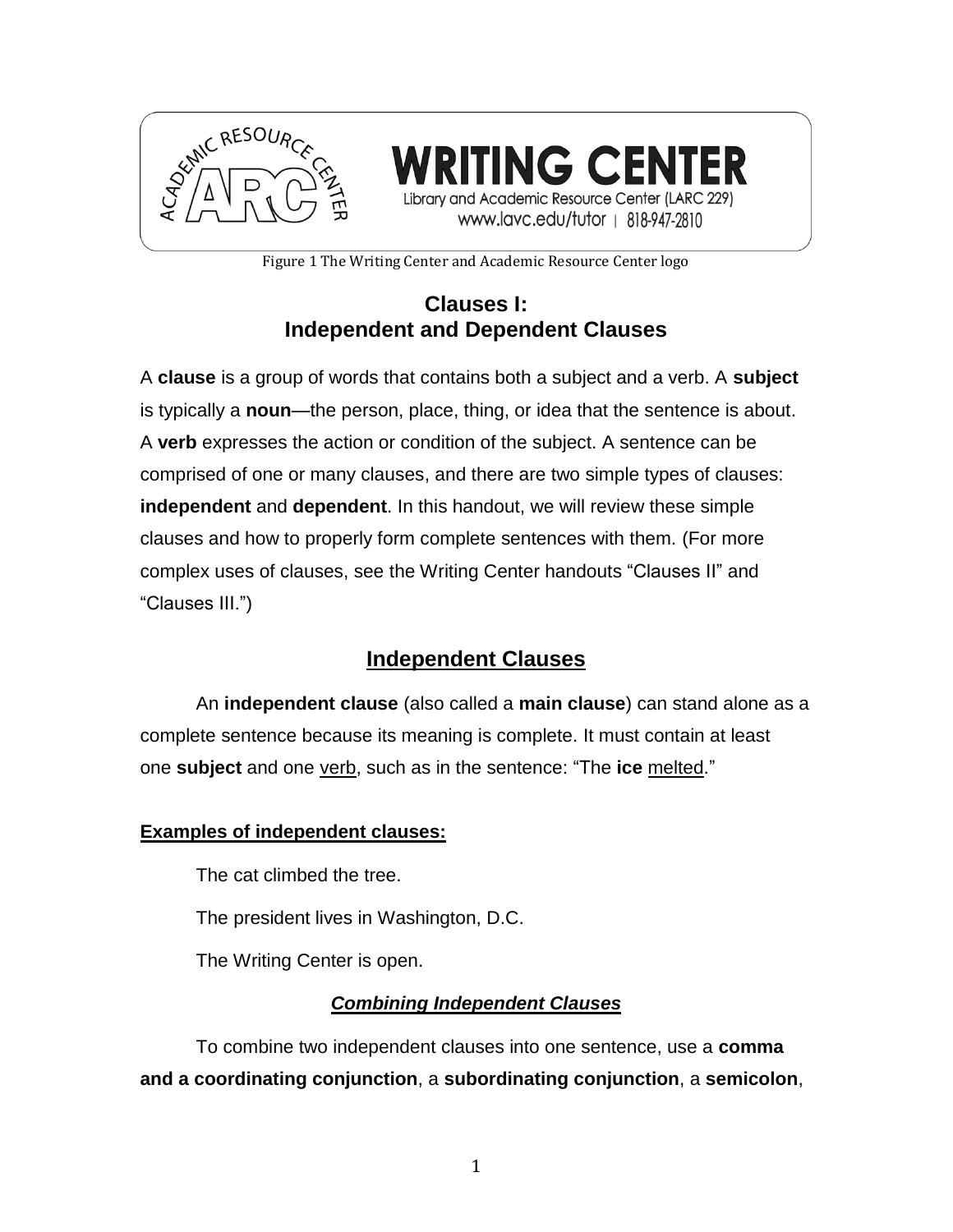WRITING CENTER

Library and Academic Resource Center (LARC 229)

www.lavc.edu/tutor | 818-947-2810

Figure 1 The Writing Center and Academic Resource Center logo

# Clauses I: Independent and Dependent Clauses

A **clause** is a group of words that contains both a subject and a verb. A **subject** is typically a **noun**—the person, place, thing, or idea that the sentence is about. A **verb** expresses the action or condition of the subject. A sentence can be comprised of one or many clauses, and there are two simple types of clauses: **independent** and **dependent**. In this handout, we will review these simple clauses and how to properly form complete sentences with them. (For more complex uses of clauses, see the Writing Center handouts "Clauses II" and "Clauses III.")

## Independent Clauses

An **independent clause** (also called a **main clause**) can stand alone as a complete sentence because its meaning is complete. It must contain at least one **subject** and one <u>verb</u>, such as in the sentence: "The **ice** <u>melted</u>."

**Examples of independent clauses:**

The cat climbed the tree.

The president lives in Washington, D.C.

The Writing Center is open.

### *Combining Independent Clauses*

To combine two independent clauses into one sentence, use a **comma and a coordinating conjunction**, a **subordinating conjunction**, a **semicolon**,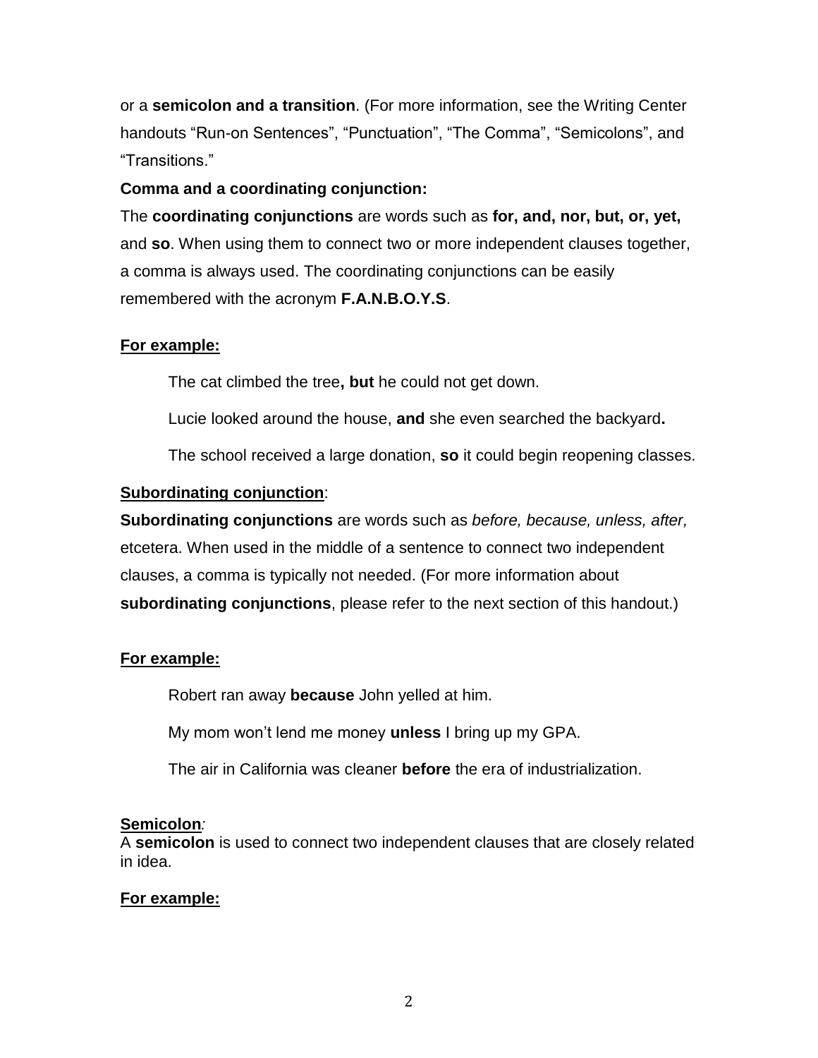or a **semicolon and a transition**. (For more information, see the Writing Center handouts "Run-on Sentences", "Punctuation", "The Comma", "Semicolons", and "Transitions."

**Comma and a coordinating conjunction:**

The **coordinating conjunctions** are words such as **for, and, nor, but, or, yet,** and **so**. When using them to connect two or more independent clauses together, a comma is always used. The coordinating conjunctions can be easily remembered with the acronym **F.A.N.B.O.Y.S**.

**For example:**

> The cat climbed the tree**, but** he could not get down.
>
> Lucie looked around the house, **and** she even searched the backyard**.**
>
> The school received a large donation, **so** it could begin reopening classes.

**Subordinating conjunction**:

**Subordinating conjunctions** are words such as *before, because, unless, after,* etcetera. When used in the middle of a sentence to connect two independent clauses, a comma is typically not needed. (For more information about **subordinating conjunctions**, please refer to the next section of this handout.)

**For example:**

> Robert ran away **because** John yelled at him.
>
> My mom won't lend me money **unless** I bring up my GPA.
>
> The air in California was cleaner **before** the era of industrialization.

**Semicolon***:*

A **semicolon** is used to connect two independent clauses that are closely related in idea.

**For example:**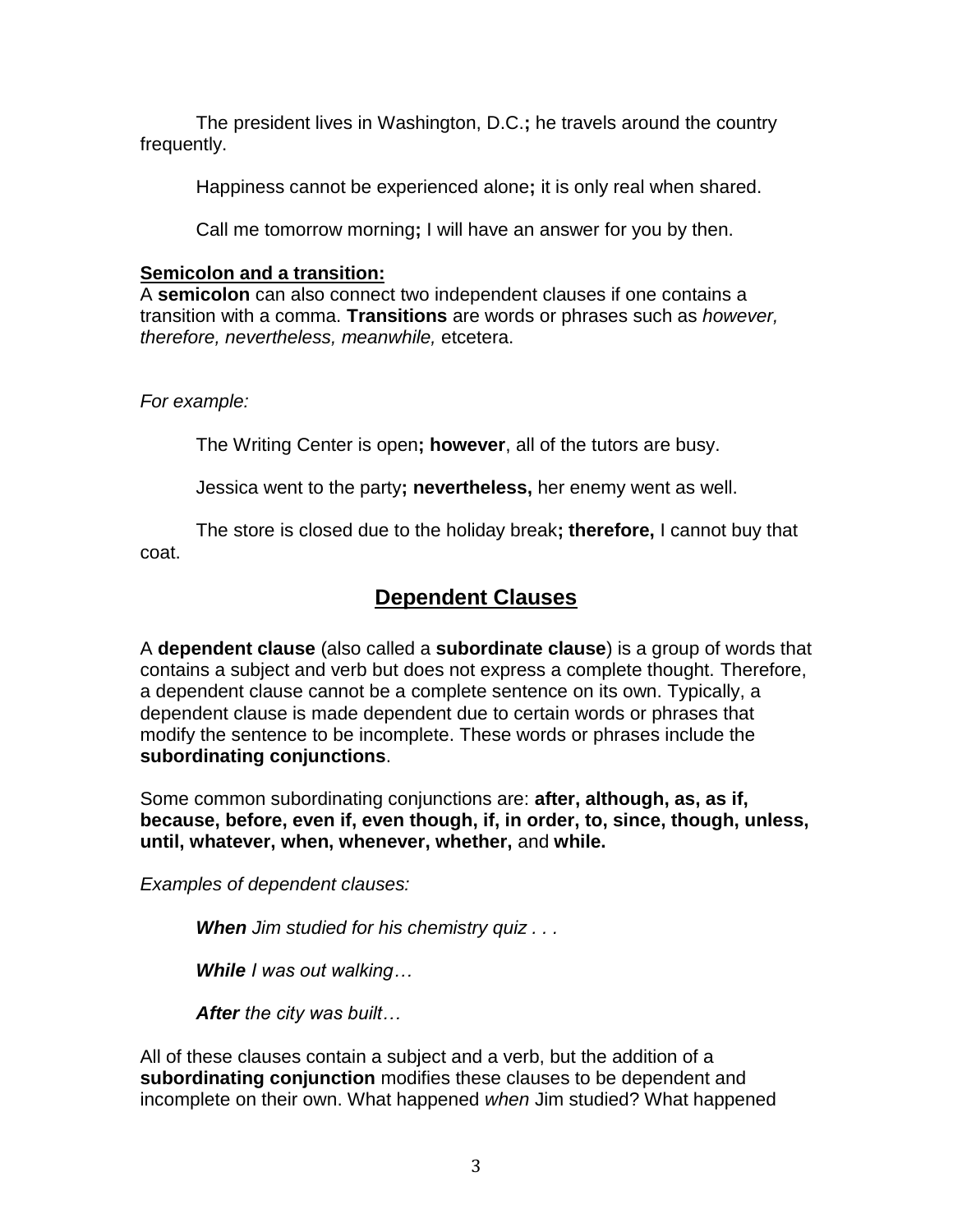The president lives in Washington, D.C.**;** he travels around the country frequently.

Happiness cannot be experienced alone**;** it is only real when shared.

Call me tomorrow morning**;** I will have an answer for you by then.

**Semicolon and a transition:**

A **semicolon** can also connect two independent clauses if one contains a transition with a comma. **Transitions** are words or phrases such as *however, therefore, nevertheless, meanwhile,* etcetera.

*For example:*

The Writing Center is open**; however**, all of the tutors are busy.

Jessica went to the party**; nevertheless,** her enemy went as well.

The store is closed due to the holiday break**; therefore,** I cannot buy that coat.

## Dependent Clauses

A **dependent clause** (also called a **subordinate clause**) is a group of words that contains a subject and verb but does not express a complete thought. Therefore, a dependent clause cannot be a complete sentence on its own. Typically, a dependent clause is made dependent due to certain words or phrases that modify the sentence to be incomplete. These words or phrases include the **subordinating conjunctions**.

Some common subordinating conjunctions are: **after, although, as, as if, because, before, even if, even though, if, in order, to, since, though, unless, until, whatever, when, whenever, whether,** and **while.**

*Examples of dependent clauses:*

***When*** *Jim studied for his chemistry quiz . . .*

***While*** *I was out walking…*

***After*** *the city was built…*

All of these clauses contain a subject and a verb, but the addition of a **subordinating conjunction** modifies these clauses to be dependent and incomplete on their own. What happened *when* Jim studied? What happened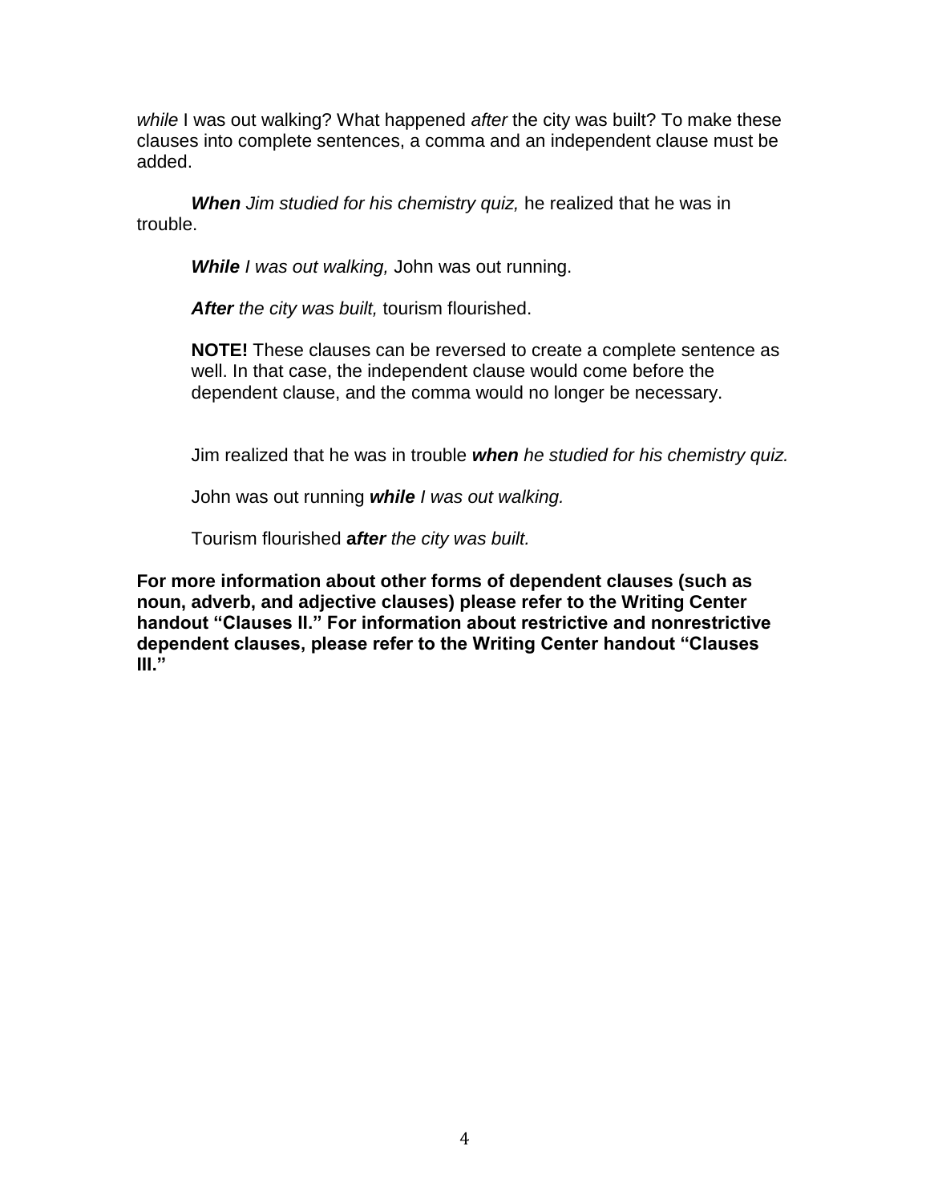*while* I was out walking? What happened *after* the city was built? To make these clauses into complete sentences, a comma and an independent clause must be added.

***When*** *Jim studied for his chemistry quiz,* he realized that he was in trouble.

***While*** *I was out walking,* John was out running.

***After*** *the city was built,* tourism flourished.

**NOTE!** These clauses can be reversed to create a complete sentence as well. In that case, the independent clause would come before the dependent clause, and the comma would no longer be necessary.

Jim realized that he was in trouble ***when*** *he studied for his chemistry quiz.*

John was out running ***while*** *I was out walking.*

Tourism flourished **a*fter*** *the city was built.*

**For more information about other forms of dependent clauses (such as noun, adverb, and adjective clauses) please refer to the Writing Center handout "Clauses II." For information about restrictive and nonrestrictive dependent clauses, please refer to the Writing Center handout "Clauses III."**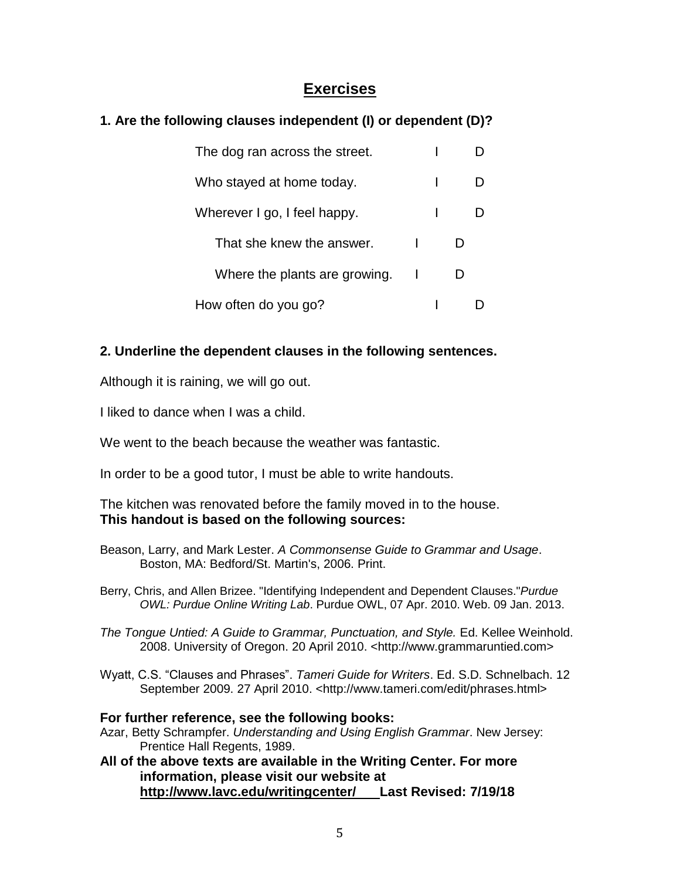## Exercises

**1. Are the following clauses independent (I) or dependent (D)?**

| | | |
|---|---|---|
| The dog ran across the street. | I | D |
| Who stayed at home today. | I | D |
| Wherever I go, I feel happy. | I | D |
| That she knew the answer. | I | D |
| Where the plants are growing. | I | D |
| How often do you go? | I | D |

**2. Underline the dependent clauses in the following sentences.**

Although it is raining, we will go out.

I liked to dance when I was a child.

We went to the beach because the weather was fantastic.

In order to be a good tutor, I must be able to write handouts.

The kitchen was renovated before the family moved in to the house.

**This handout is based on the following sources:**

Beason, Larry, and Mark Lester. *A Commonsense Guide to Grammar and Usage*. Boston, MA: Bedford/St. Martin's, 2006. Print.

Berry, Chris, and Allen Brizee. "Identifying Independent and Dependent Clauses."*Purdue OWL: Purdue Online Writing Lab*. Purdue OWL, 07 Apr. 2010. Web. 09 Jan. 2013.

*The Tongue Untied: A Guide to Grammar, Punctuation, and Style.* Ed. Kellee Weinhold. 2008. University of Oregon. 20 April 2010. <http://www.grammaruntied.com>

Wyatt, C.S. "Clauses and Phrases". *Tameri Guide for Writers*. Ed. S.D. Schnelbach. 12 September 2009. 27 April 2010. <http://www.tameri.com/edit/phrases.html>

**For further reference, see the following books:**

Azar, Betty Schrampfer. *Understanding and Using English Grammar*. New Jersey: Prentice Hall Regents, 1989.

**All of the above texts are available in the Writing Center. For more information, please visit our website at http://www.lavc.edu/writingcenter/ Last Revised: 7/19/18**